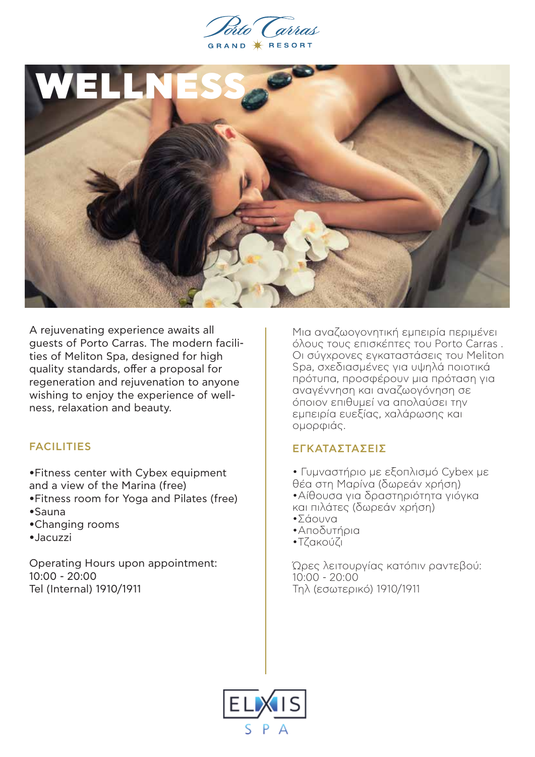Porto Carras GRAND RESORT

# WELLNESS

A rejuvenating experience awaits all guests of Porto Carras. The modern facilities of Meliton Spa, designed for high quality standards, offer a proposal for regeneration and rejuvenation to anyone wishing to enjoy the experience of wellness, relaxation and beauty.

## FACILITIES

- Fitness center with Cybex equipment and a view of the Marina (free)
- Fitness room for Yoga and Pilates (free)
- Sauna
- Changing rooms
- Jacuzzi

Operating Hours upon appointment:
10:00 - 20:00
Tel (Internal) 1910/1911

Μια αναζωογονητική εμπειρία περιμένει όλους τους επισκέπτες του Porto Carras . Οι σύγχρονες εγκαταστάσεις του Meliton Spa, σχεδιασμένες για υψηλά ποιοτικά πρότυπα, προσφέρουν μια πρόταση για αναγέννηση και αναζωογόνηση σε όποιον επιθυμεί να απολαύσει την εμπειρία ευεξίας, χαλάρωσης και ομορφιάς.

## ΕΓΚΑΤΑΣΤΑΣΕΙΣ

- Γυμναστήριο με εξοπλισμό Cybex με θέα στη Μαρίνα (δωρεάν χρήση)
- Αίθουσα για δραστηριότητα γιόγκα και πιλάτες (δωρεάν χρήση)
- Σάουνα
- Αποδυτήρια
- Τζακούζι

Ώρες λειτουργίας κατόπιν ραντεβού:
10:00 - 20:00
Τηλ (εσωτερικό) 1910/1911

ELIXIS SPA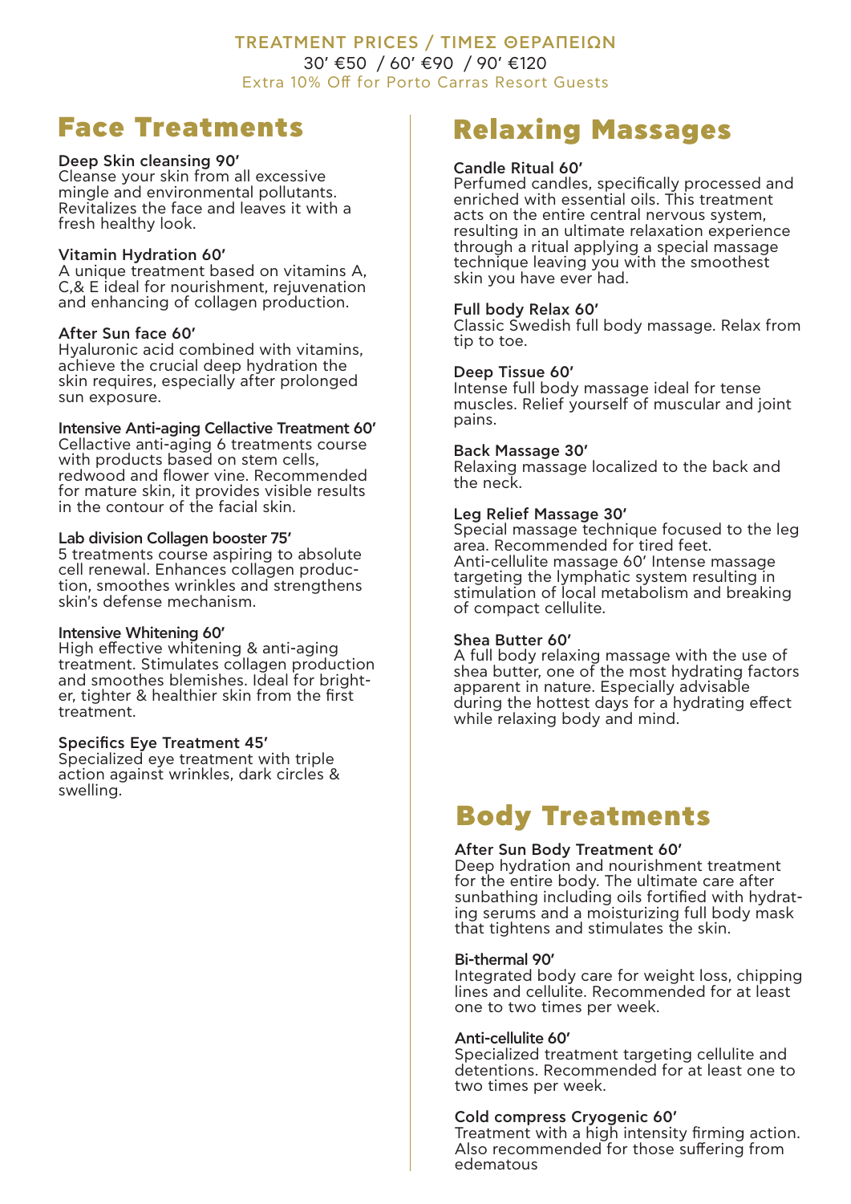TREATMENT PRICES / ΤΙΜΕΣ ΘΕΡΑΠΕΙΩΝ

30' €50 / 60' €90 / 90' €120

Extra 10% Off for Porto Carras Resort Guests

# Face Treatments

**Deep Skin cleansing 90'**
Cleanse your skin from all excessive mingle and environmental pollutants. Revitalizes the face and leaves it with a fresh healthy look.

**Vitamin Hydration 60'**
A unique treatment based on vitamins A, C,& E ideal for nourishment, rejuvenation and enhancing of collagen production.

**After Sun face 60'**
Hyaluronic acid combined with vitamins, achieve the crucial deep hydration the skin requires, especially after prolonged sun exposure.

**Intensive Anti-aging Cellactive Treatment 60'**
Cellactive anti-aging 6 treatments course with products based on stem cells, redwood and flower vine. Recommended for mature skin, it provides visible results in the contour of the facial skin.

**Lab division Collagen booster 75'**
5 treatments course aspiring to absolute cell renewal. Enhances collagen production, smoothes wrinkles and strengthens skin's defense mechanism.

**Intensive Whitening 60'**
High effective whitening & anti-aging treatment. Stimulates collagen production and smoothes blemishes. Ideal for brighter, tighter & healthier skin from the first treatment.

**Specifics Eye Treatment 45'**
Specialized eye treatment with triple action against wrinkles, dark circles & swelling.

# Relaxing Massages

**Candle Ritual 60'**
Perfumed candles, specifically processed and enriched with essential oils. This treatment acts on the entire central nervous system, resulting in an ultimate relaxation experience through a ritual applying a special massage technique leaving you with the smoothest skin you have ever had.

**Full body Relax 60'**
Classic Swedish full body massage. Relax from tip to toe.

**Deep Tissue 60'**
Intense full body massage ideal for tense muscles. Relief yourself of muscular and joint pains.

**Back Massage 30'**
Relaxing massage localized to the back and the neck.

**Leg Relief Massage 30'**
Special massage technique focused to the leg area. Recommended for tired feet.
Anti-cellulite massage 60' Intense massage targeting the lymphatic system resulting in stimulation of local metabolism and breaking of compact cellulite.

**Shea Butter 60'**
A full body relaxing massage with the use of shea butter, one of the most hydrating factors apparent in nature. Especially advisable during the hottest days for a hydrating effect while relaxing body and mind.

# Body Treatments

**After Sun Body Treatment 60'**
Deep hydration and nourishment treatment for the entire body. The ultimate care after sunbathing including oils fortified with hydrating serums and a moisturizing full body mask that tightens and stimulates the skin.

**Bi-thermal 90'**
Integrated body care for weight loss, chipping lines and cellulite. Recommended for at least one to two times per week.

**Anti-cellulite 60'**
Specialized treatment targeting cellulite and detentions. Recommended for at least one to two times per week.

**Cold compress Cryogenic 60'**
Treatment with a high intensity firming action. Also recommended for those suffering from edematous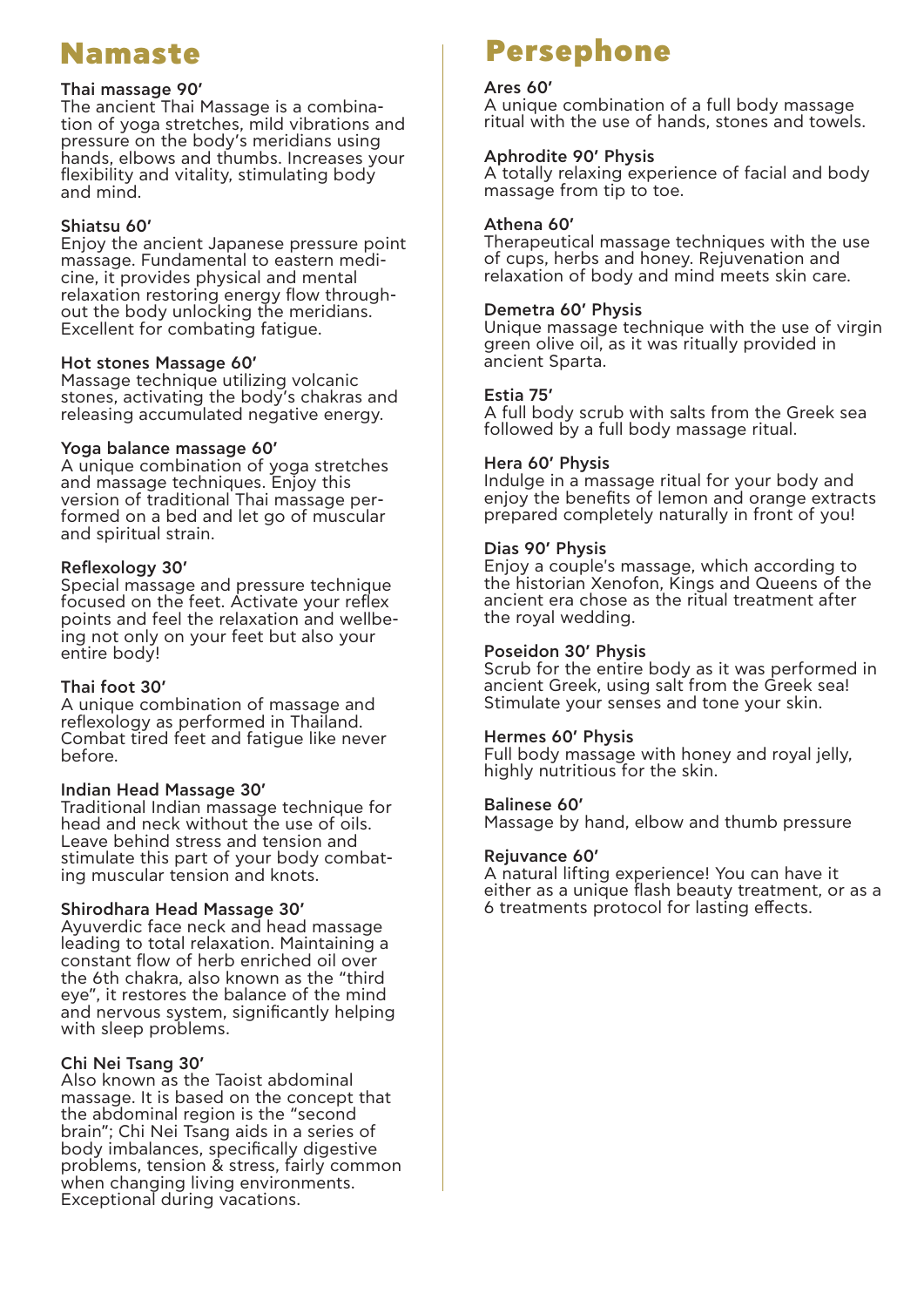# Namaste

### Thai massage 90′

The ancient Thai Massage is a combination of yoga stretches, mild vibrations and pressure on the body's meridians using hands, elbows and thumbs. Increases your flexibility and vitality, stimulating body and mind.

### Shiatsu 60′

Enjoy the ancient Japanese pressure point massage. Fundamental to eastern medicine, it provides physical and mental relaxation restoring energy flow throughout the body unlocking the meridians. Excellent for combating fatigue.

### Hot stones Massage 60′

Massage technique utilizing volcanic stones, activating the body's chakras and releasing accumulated negative energy.

### Yoga balance massage 60′

A unique combination of yoga stretches and massage techniques. Enjoy this version of traditional Thai massage performed on a bed and let go of muscular and spiritual strain.

### Reflexology 30′

Special massage and pressure technique focused on the feet. Activate your reflex points and feel the relaxation and wellbeing not only on your feet but also your entire body!

### Thai foot 30′

A unique combination of massage and reflexology as performed in Thailand. Combat tired feet and fatigue like never before.

### Indian Head Massage 30′

Traditional Indian massage technique for head and neck without the use of oils. Leave behind stress and tension and stimulate this part of your body combating muscular tension and knots.

### Shirodhara Head Massage 30′

Ayuverdic face neck and head massage leading to total relaxation. Maintaining a constant flow of herb enriched oil over the 6th chakra, also known as the "third eye", it restores the balance of the mind and nervous system, significantly helping with sleep problems.

### Chi Nei Tsang 30′

Also known as the Taoist abdominal massage. It is based on the concept that the abdominal region is the "second brain"; Chi Nei Tsang aids in a series of body imbalances, specifically digestive problems, tension & stress, fairly common when changing living environments. Exceptional during vacations.

# Persephone

### Ares 60′

A unique combination of a full body massage ritual with the use of hands, stones and towels.

### Aphrodite 90′ Physis

A totally relaxing experience of facial and body massage from tip to toe.

### Athena 60′

Therapeutical massage techniques with the use of cups, herbs and honey. Rejuvenation and relaxation of body and mind meets skin care.

### Demetra 60′ Physis

Unique massage technique with the use of virgin green olive oil, as it was ritually provided in ancient Sparta.

### Estia 75′

A full body scrub with salts from the Greek sea followed by a full body massage ritual.

### Hera 60′ Physis

Indulge in a massage ritual for your body and enjoy the benefits of lemon and orange extracts prepared completely naturally in front of you!

### Dias 90′ Physis

Enjoy a couple's massage, which according to the historian Xenofon, Kings and Queens of the ancient era chose as the ritual treatment after the royal wedding.

### Poseidon 30′ Physis

Scrub for the entire body as it was performed in ancient Greek, using salt from the Greek sea! Stimulate your senses and tone your skin.

### Hermes 60′ Physis

Full body massage with honey and royal jelly, highly nutritious for the skin.

### Balinese 60′

Massage by hand, elbow and thumb pressure

### Rejuvance 60′

A natural lifting experience! You can have it either as a unique flash beauty treatment, or as a 6 treatments protocol for lasting effects.